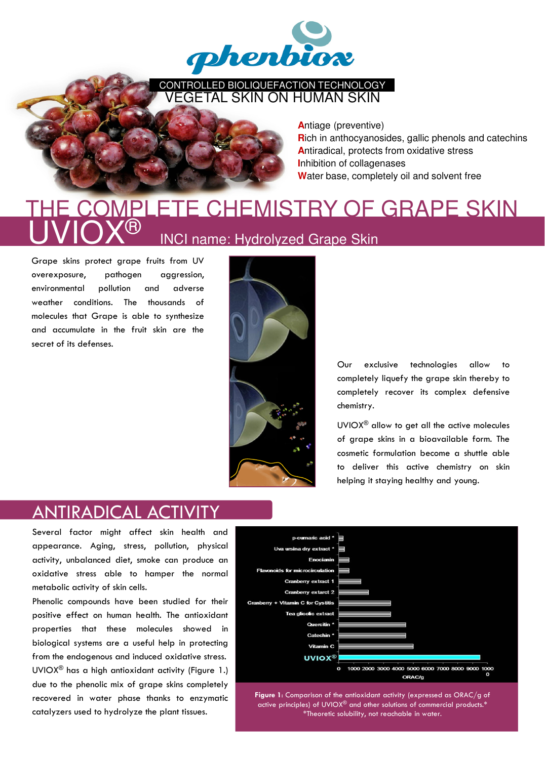phenbiox

CONTROLLED BIOLIQUEFACTION TECHNOLOGY

VEGETAL SKIN ON HUMAN SKIN

**A**ntiage (preventive)
**R**ich in anthocyanosides, gallic phenols and catechins
**A**ntiradical, protects from oxidative stress
**I**nhibition of collagenases
**W**ater base, completely oil and solvent free

# THE COMPLETE CHEMISTRY OF GRAPE SKIN

# UVIOX®

INCI name: Hydrolyzed Grape Skin

Grape skins protect grape fruits from UV overexposure, pathogen aggression, environmental pollution and adverse weather conditions. The thousands of molecules that Grape is able to synthesize and accumulate in the fruit skin are the secret of its defenses.

Our exclusive technologies allow to completely liquefy the grape skin thereby to completely recover its complex defensive chemistry.

UVIOX® allow to get all the active molecules of grape skins in a bioavailable form. The cosmetic formulation become a shuttle able to deliver this active chemistry on skin helping it staying healthy and young.

## ANTIRADICAL ACTIVITY

Several factor might affect skin health and appearance. Aging, stress, pollution, physical activity, unbalanced diet, smoke can produce an oxidative stress able to hamper the normal metabolic activity of skin cells.

Phenolic compounds have been studied for their positive effect on human health. The antioxidant properties that these molecules showed in biological systems are a useful help in protecting from the endogenous and induced oxidative stress.

UVIOX® has a high antioxidant activity (Figure 1.) due to the phenolic mix of grape skins completely recovered in water phase thanks to enzymatic catalyzers used to hydrolyze the plant tissues.

| Product | ORAC/g |
|---|---|
| p-cumaric acid * | |
| Uva ursina dry extract * | |
| Enocianin | |
| Flavonoids for microcircolation | |
| Cranberry extract 1 | |
| Cranberry extract 2 | |
| Cranberry + Vitamin C for Cystitis | |
| Tea glicolic extract | |
| Quercitin * | |
| Catechin * | |
| Vitamin C | |
| UVIOX® | |

ORAC/g axis: 0, 1000, 2000, 3000, 4000, 5000, 6000, 7000, 8000, 9000, 10000

**Figure 1**: Comparison of the antioxidant activity (expressed as ORAC/g of active principles) of UVIOX® and other solutions of commercial products.*
*Theoretic solubility, not reachable in water.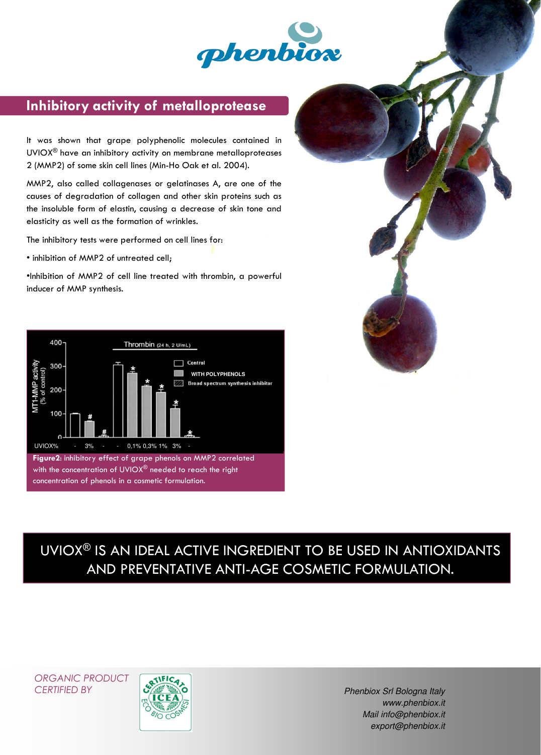phenbiox

## Inhibitory activity of metalloprotease

It was shown that grape polyphenolic molecules contained in UVIOX® have an inhibitory activity on membrane metalloproteases 2 (MMP2) of some skin cell lines (Min-Ho Oak et al. 2004).

MMP2, also called collagenases or gelatinases A, are one of the causes of degradation of collagen and other skin proteins such as the insoluble form of elastin, causing a decrease of skin tone and elasticity as well as the formation of wrinkles.

The inhibitory tests were performed on cell lines for:

• inhibition of MMP2 of untreated cell;

•Inhibition of MMP2 of cell line treated with thrombin, a powerful inducer of MMP synthesis.

Thrombin (24 h, 2 U/mL)

MT1-MMP activity (% of control)

400
300
200
100
0

Control
WITH POLYPHENOLS
Broad spectrum synthesis inhibitor

UVIOX% - 3% - - 0,1% 0,3% 1% 3% -

**Figure2**: inhibitory effect of grape phenols on MMP2 correlated with the concentration of UVIOX® needed to reach the right concentration of phenols in a cosmetic formulation.

UVIOX® IS AN IDEAL ACTIVE INGREDIENT TO BE USED IN ANTIOXIDANTS AND PREVENTATIVE ANTI-AGE COSMETIC FORMULATION.

*ORGANIC PRODUCT CERTIFIED BY*

CERTIFICATO ICEA ECO BIO COSMESI

*Phenbiox Srl Bologna Italy*
*www.phenbiox.it*
*Mail info@phenbiox.it*
*export@phenbiox.it*